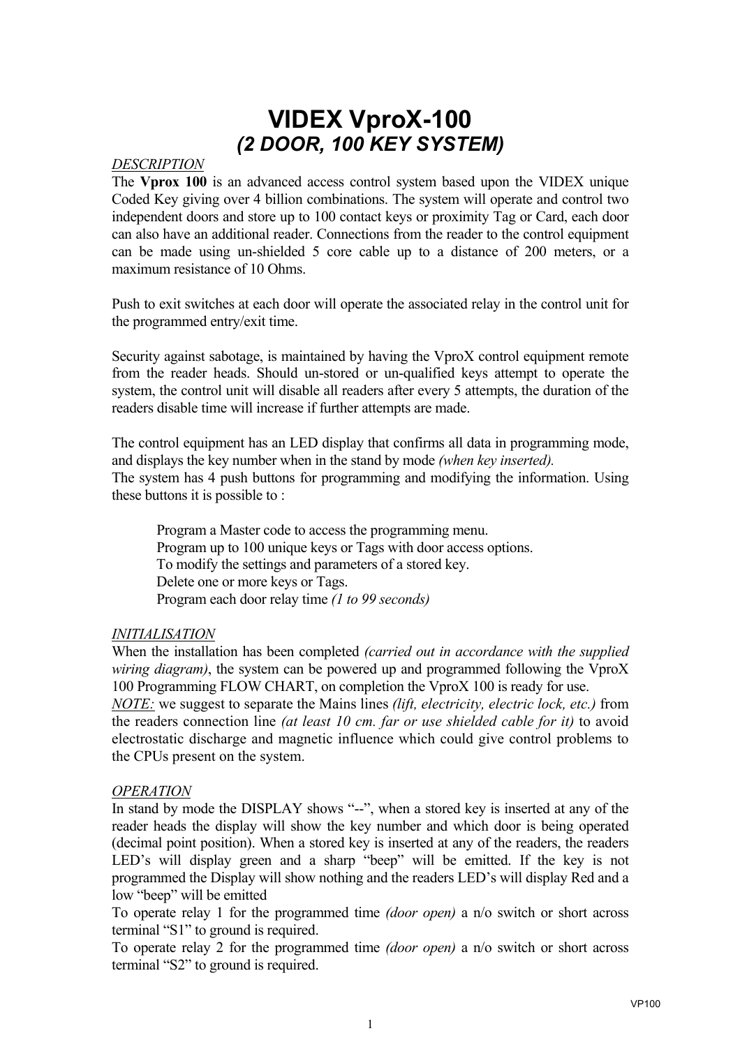# VIDEX VproX-100
## *(2 DOOR, 100 KEY SYSTEM)*

*DESCRIPTION*

The **Vprox 100** is an advanced access control system based upon the VIDEX unique Coded Key giving over 4 billion combinations. The system will operate and control two independent doors and store up to 100 contact keys or proximity Tag or Card, each door can also have an additional reader. Connections from the reader to the control equipment can be made using un-shielded 5 core cable up to a distance of 200 meters, or a maximum resistance of 10 Ohms.

Push to exit switches at each door will operate the associated relay in the control unit for the programmed entry/exit time.

Security against sabotage, is maintained by having the VproX control equipment remote from the reader heads. Should un-stored or un-qualified keys attempt to operate the system, the control unit will disable all readers after every 5 attempts, the duration of the readers disable time will increase if further attempts are made.

The control equipment has an LED display that confirms all data in programming mode, and displays the key number when in the stand by mode *(when key inserted).*
The system has 4 push buttons for programming and modifying the information. Using these buttons it is possible to :

- Program a Master code to access the programming menu.
- Program up to 100 unique keys or Tags with door access options.
- To modify the settings and parameters of a stored key.
- Delete one or more keys or Tags.
- Program each door relay time *(1 to 99 seconds)*

*INITIALISATION*

When the installation has been completed *(carried out in accordance with the supplied wiring diagram)*, the system can be powered up and programmed following the VproX 100 Programming FLOW CHART, on completion the VproX 100 is ready for use.
*NOTE:* we suggest to separate the Mains lines *(lift, electricity, electric lock, etc.)* from the readers connection line *(at least 10 cm. far or use shielded cable for it)* to avoid electrostatic discharge and magnetic influence which could give control problems to the CPUs present on the system.

*OPERATION*

In stand by mode the DISPLAY shows "--", when a stored key is inserted at any of the reader heads the display will show the key number and which door is being operated (decimal point position). When a stored key is inserted at any of the readers, the readers LED's will display green and a sharp "beep" will be emitted. If the key is not programmed the Display will show nothing and the readers LED's will display Red and a low "beep" will be emitted
To operate relay 1 for the programmed time *(door open)* a n/o switch or short across terminal "S1" to ground is required.
To operate relay 2 for the programmed time *(door open)* a n/o switch or short across terminal "S2" to ground is required.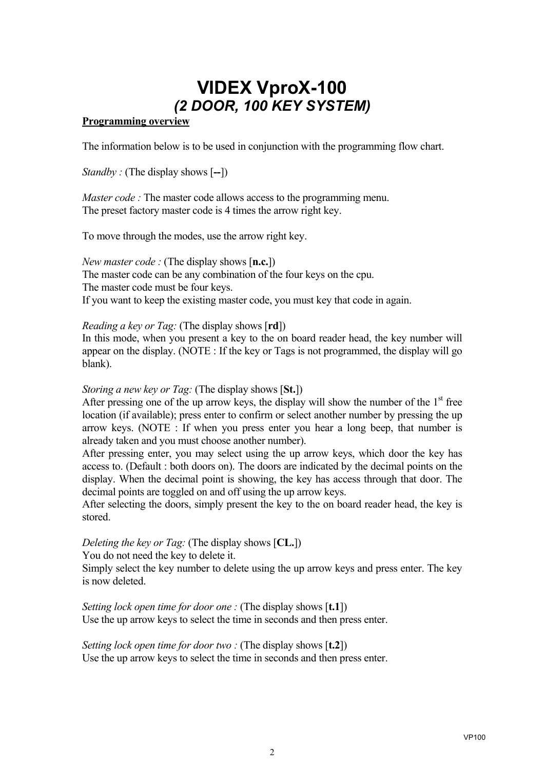# VIDEX VproX-100

## *(2 DOOR, 100 KEY SYSTEM)*

**Programming overview**

The information below is to be used in conjunction with the programming flow chart.

*Standby :* (The display shows [**--**])

*Master code :* The master code allows access to the programming menu.
The preset factory master code is 4 times the arrow right key.

To move through the modes, use the arrow right key.

*New master code :* (The display shows [**n.c.**])
The master code can be any combination of the four keys on the cpu.
The master code must be four keys.
If you want to keep the existing master code, you must key that code in again.

*Reading a key or Tag:* (The display shows [**rd**])
In this mode, when you present a key to the on board reader head, the key number will appear on the display. (NOTE : If the key or Tags is not programmed, the display will go blank).

*Storing a new key or Tag:* (The display shows [**St.**])
After pressing one of the up arrow keys, the display will show the number of the 1st free location (if available); press enter to confirm or select another number by pressing the up arrow keys. (NOTE : If when you press enter you hear a long beep, that number is already taken and you must choose another number).
After pressing enter, you may select using the up arrow keys, which door the key has access to. (Default : both doors on). The doors are indicated by the decimal points on the display. When the decimal point is showing, the key has access through that door. The decimal points are toggled on and off using the up arrow keys.
After selecting the doors, simply present the key to the on board reader head, the key is stored.

*Deleting the key or Tag:* (The display shows [**CL.**])
You do not need the key to delete it.
Simply select the key number to delete using the up arrow keys and press enter. The key is now deleted.

*Setting lock open time for door one :* (The display shows [**t.1**])
Use the up arrow keys to select the time in seconds and then press enter.

*Setting lock open time for door two :* (The display shows [**t.2**])
Use the up arrow keys to select the time in seconds and then press enter.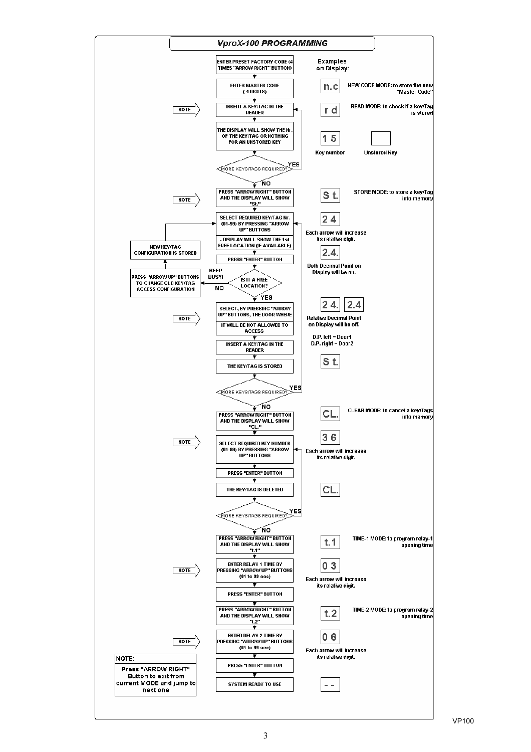# VproX-100 PROGRAMMING

**Examples on Display:**

1. ENTER PRESET FACTORY CODE (4 TIMES "ARROW RIGHT" BUTTON)
2. ENTER MASTER CODE (4 DIGITS) — Display: **n.c** — NEW CODE MODE: to store the new "Master Code"
3. NOTE → INSERT A KEY/TAG IN THE READER — Display: **r d** — READ MODE: to check if a key/Tag is stored
4. THE DISPLAY WILL SHOW THE Nr. OF THE KEY/TAG OR NOTHING FOR AN UNSTORED KEY — Display: **1 5** (Key number) / blank (Unstored Key)
5. MORE KEYS/TAGS REQUIRED? — YES: return to "INSERT A KEY/TAG IN THE READER"; NO: continue
6. NOTE → PRESS "ARROW RIGHT" BUTTON AND THE DISPLAY WILL SHOW "St." — Display: **S t.** — STORE MODE: to store a key/Tag into memory
7. SELECT REQUIRED KEY/TAG Nr. (01-99) BY PRESSING "ARROW UP" BUTTONS — Display: **2 4** — Each arrow will increase its relative digit.
   - DISPLAY WILL SHOW THE 1st FREE LOCATION (IF AVAILABLE)
8. PRESS "ENTER" BUTTON — Display: **2.4.** — Both Decimal Point on Display will be on.
9. IS IT A FREE LOCATION?
   - NO: BEEP BUSY! → PRESS "ARROW UP" BUTTONS TO CHANGE OLD KEY/TAG ACCESS CONFIGURATION → NEW KEY/TAG CONFIGURATION IS STORED → return to "SELECT REQUIRED KEY/TAG Nr."
   - YES: continue
10. NOTE → SELECT, BY PRESSING "ARROW UP" BUTTONS, THE DOOR WHERE IT WILL BE NOT ALLOWED TO ACCESS — Display: **2 4.** / **2.4** — Relative Decimal Point on Display will be off. D.P. left = Door1, D.P. right = Door2
11. INSERT A KEY/TAG IN THE READER
12. THE KEY/TAG IS STORED — Display: **S t.**
13. MORE KEYS/TAGS REQUIRED? — YES: return to "SELECT REQUIRED KEY/TAG Nr."; NO: continue
14. PRESS "ARROW RIGHT" BUTTON AND THE DISPLAY WILL SHOW "CL." — Display: **CL.** — CLEAR MODE: to cancel a key/Tags into memory
15. NOTE → SELECT REQUIRED KEY NUMBER (01-99) BY PRESSING "ARROW UP" BUTTONS — Display: **3 6** — Each arrow will increase its relative digit.
16. PRESS "ENTER" BUTTON
17. THE KEY/TAG IS DELETED — Display: **CL.**
18. MORE KEYS/TAGS REQUIRED? — YES: return to "SELECT REQUIRED KEY NUMBER"; NO: continue
19. PRESS "ARROW RIGHT" BUTTON AND THE DISPLAY WILL SHOW "t.1" — Display: **t.1** — TIME-1 MODE: to program relay-1 opening time
20. NOTE → ENTER RELAY 1 TIME BY PRESSING "ARROW UP" BUTTONS (01 to 99 sec) — Display: **0 3** — Each arrow will increase its relative digit.
21. PRESS "ENTER" BUTTON
22. PRESS "ARROW RIGHT" BUTTON AND THE DISPLAY WILL SHOW "t.2" — Display: **t.2** — TIME-2 MODE: to program relay-2 opening time
23. NOTE → ENTER RELAY 2 TIME BY PRESSING "ARROW UP" BUTTONS (01 to 99 sec) — Display: **0 6** — Each arrow will increase its relative digit.
24. PRESS "ENTER" BUTTON
25. SYSTEM READY TO USE — Display: **- -**

**NOTE:** Press "ARROW RIGHT" Button to exit from current MODE and jump to next one

VP100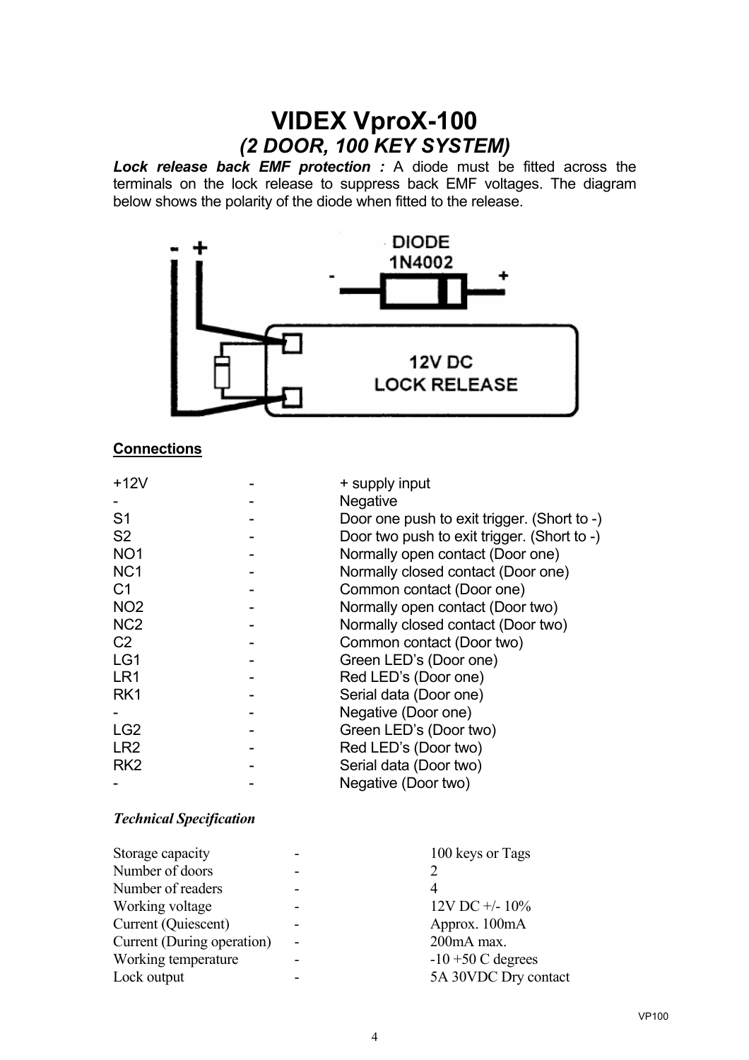# VIDEX VproX-100

## *(2 DOOR, 100 KEY SYSTEM)*

***Lock release back EMF protection :*** A diode must be fitted across the terminals on the lock release to suppress back EMF voltages. The diagram below shows the polarity of the diode when fitted to the release.

**Connections**

| | | |
|---|---|---|
| +12V | - | + supply input |
| - | - | Negative |
| S1 | - | Door one push to exit trigger. (Short to -) |
| S2 | - | Door two push to exit trigger. (Short to -) |
| NO1 | - | Normally open contact (Door one) |
| NC1 | - | Normally closed contact (Door one) |
| C1 | - | Common contact (Door one) |
| NO2 | - | Normally open contact (Door two) |
| NC2 | - | Normally closed contact (Door two) |
| C2 | - | Common contact (Door two) |
| LG1 | - | Green LED's (Door one) |
| LR1 | - | Red LED's (Door one) |
| RK1 | - | Serial data (Door one) |
| - | - | Negative (Door one) |
| LG2 | - | Green LED's (Door two) |
| LR2 | - | Red LED's (Door two) |
| RK2 | - | Serial data (Door two) |
| - | - | Negative (Door two) |

***Technical Specification***

| | | |
|---|---|---|
| Storage capacity | - | 100 keys or Tags |
| Number of doors | - | 2 |
| Number of readers | - | 4 |
| Working voltage | - | 12V DC +/- 10% |
| Current (Quiescent) | - | Approx. 100mA |
| Current (During operation) | - | 200mA max. |
| Working temperature | - | -10 +50 C degrees |
| Lock output | - | 5A 30VDC Dry contact |

VP100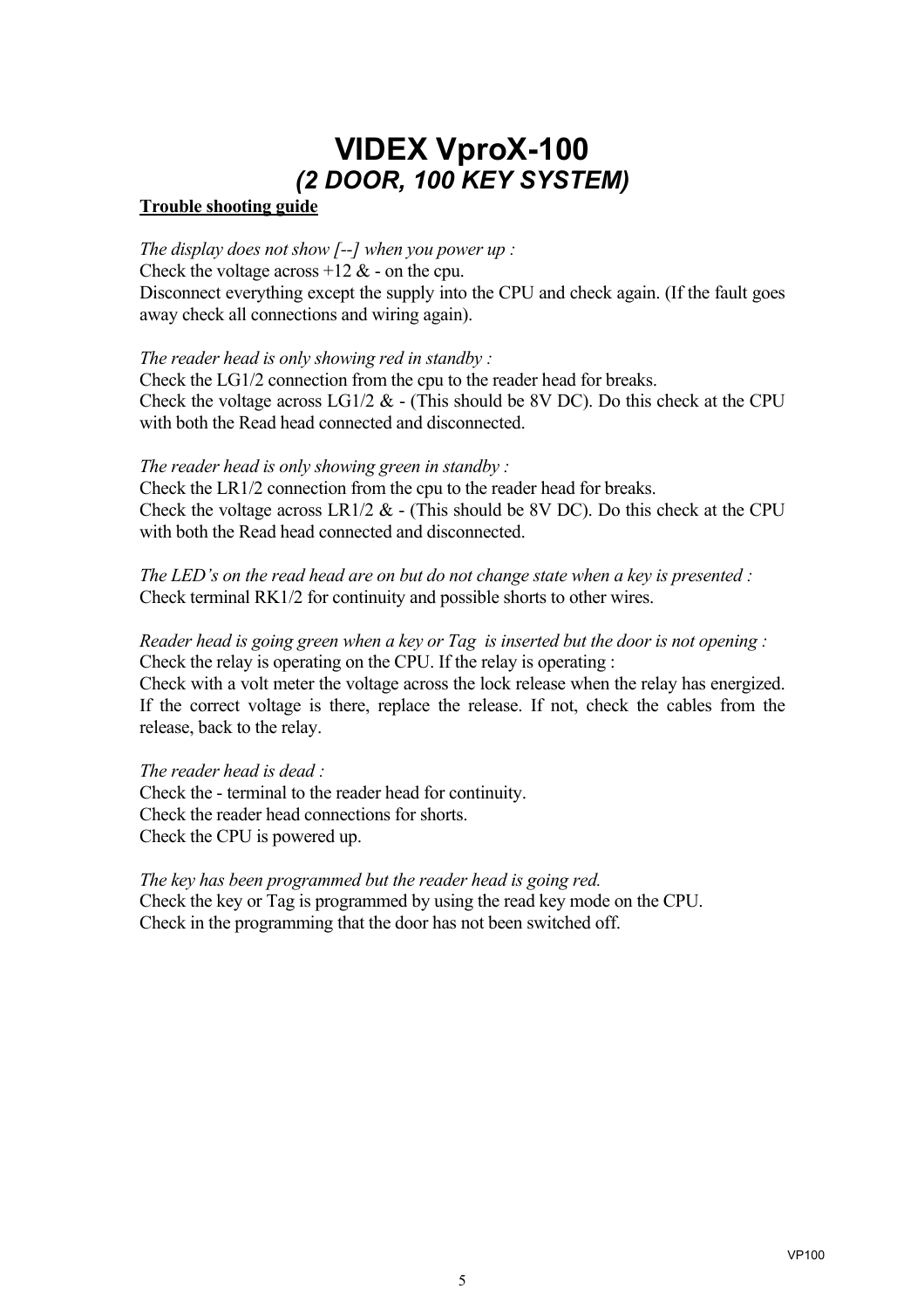# VIDEX VproX-100

## *(2 DOOR, 100 KEY SYSTEM)*

**Trouble shooting guide**

*The display does not show [--] when you power up :*
Check the voltage across +12 & - on the cpu.
Disconnect everything except the supply into the CPU and check again. (If the fault goes away check all connections and wiring again).

*The reader head is only showing red in standby :*
Check the LG1/2 connection from the cpu to the reader head for breaks.
Check the voltage across LG1/2 & - (This should be 8V DC). Do this check at the CPU with both the Read head connected and disconnected.

*The reader head is only showing green in standby :*
Check the LR1/2 connection from the cpu to the reader head for breaks.
Check the voltage across LR1/2 & - (This should be 8V DC). Do this check at the CPU with both the Read head connected and disconnected.

*The LED's on the read head are on but do not change state when a key is presented :*
Check terminal RK1/2 for continuity and possible shorts to other wires.

*Reader head is going green when a key or Tag is inserted but the door is not opening :*
Check the relay is operating on the CPU. If the relay is operating :
Check with a volt meter the voltage across the lock release when the relay has energized. If the correct voltage is there, replace the release. If not, check the cables from the release, back to the relay.

*The reader head is dead :*
Check the - terminal to the reader head for continuity.
Check the reader head connections for shorts.
Check the CPU is powered up.

*The key has been programmed but the reader head is going red.*
Check the key or Tag is programmed by using the read key mode on the CPU.
Check in the programming that the door has not been switched off.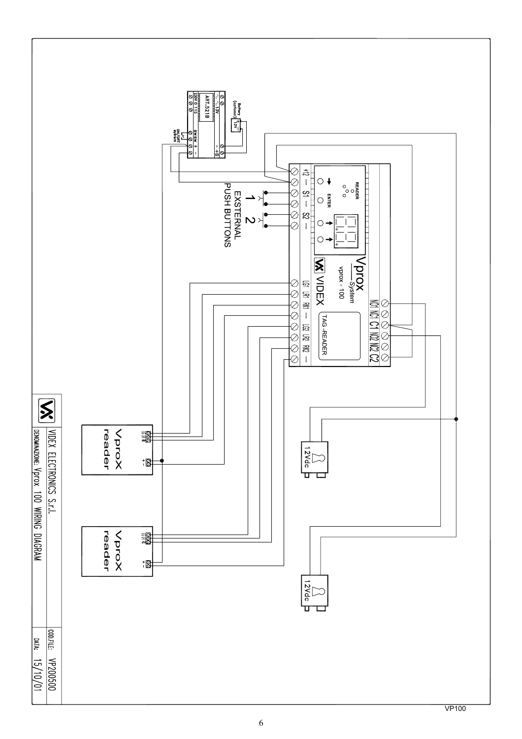Battery (optional) 12V

ART.521B

~ ~ 13V

230V 0 115

SW SW + -

- + B

ON/OFF system

+12 — S1 — S2 —

READER

ENTER

1 2

EXSTERNAL PUSH BUTTONS

Vprox System

vprox - 100

VIDEX

LG1 LR1 RX1 — LG2 LR2 RX2 —

TAG -READER

NO1 NC1 C1 NO2 NC2 C2

12Vdc

12Vdc

Vprox reader

Vprox reader

| VIDEX ELECTRONICS S.r.l. | COD.FILE: VP200500 |
| --- | --- |
| DENOMINAZIONE: Vprox 100 WIRING DIAGRAM | DATA: 15/10/01 |

VP100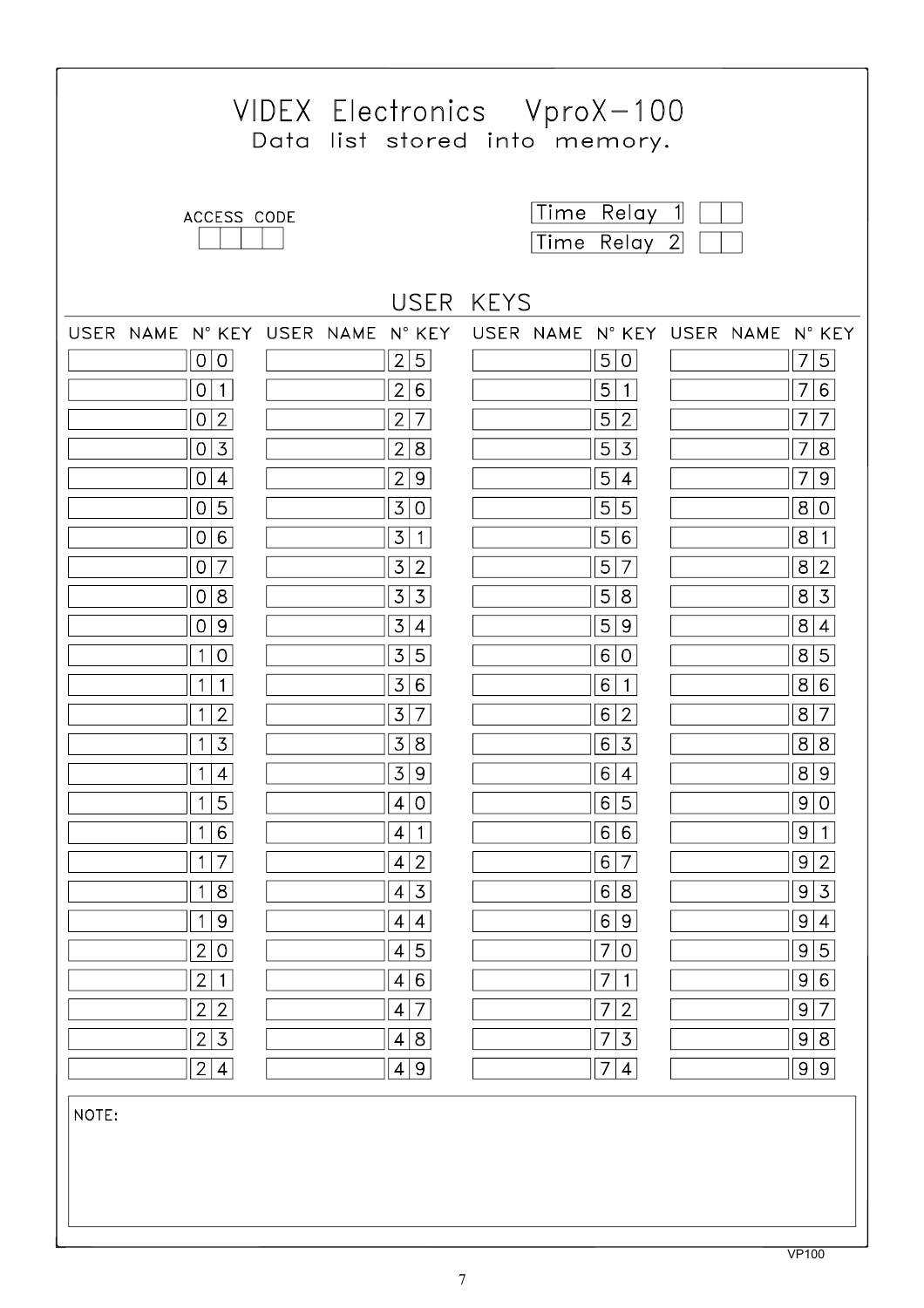# VIDEX Electronics VproX-100

Data list stored into memory.

ACCESS CODE

| | | | |
|---|---|---|---|
| | | | |

| | |
|---|---|
| Time Relay 1 | |
| Time Relay 2 | |

## USER KEYS

| USER NAME | N° KEY | USER NAME | N° KEY | USER NAME | N° KEY | USER NAME | N° KEY |
|---|---|---|---|---|---|---|---|
| | 00 | | 25 | | 50 | | 75 |
| | 01 | | 26 | | 51 | | 76 |
| | 02 | | 27 | | 52 | | 77 |
| | 03 | | 28 | | 53 | | 78 |
| | 04 | | 29 | | 54 | | 79 |
| | 05 | | 30 | | 55 | | 80 |
| | 06 | | 31 | | 56 | | 81 |
| | 07 | | 32 | | 57 | | 82 |
| | 08 | | 33 | | 58 | | 83 |
| | 09 | | 34 | | 59 | | 84 |
| | 10 | | 35 | | 60 | | 85 |
| | 11 | | 36 | | 61 | | 86 |
| | 12 | | 37 | | 62 | | 87 |
| | 13 | | 38 | | 63 | | 88 |
| | 14 | | 39 | | 64 | | 89 |
| | 15 | | 40 | | 65 | | 90 |
| | 16 | | 41 | | 66 | | 91 |
| | 17 | | 42 | | 67 | | 92 |
| | 18 | | 43 | | 68 | | 93 |
| | 19 | | 44 | | 69 | | 94 |
| | 20 | | 45 | | 70 | | 95 |
| | 21 | | 46 | | 71 | | 96 |
| | 22 | | 47 | | 72 | | 97 |
| | 23 | | 48 | | 73 | | 98 |
| | 24 | | 49 | | 74 | | 99 |

NOTE:

VP100